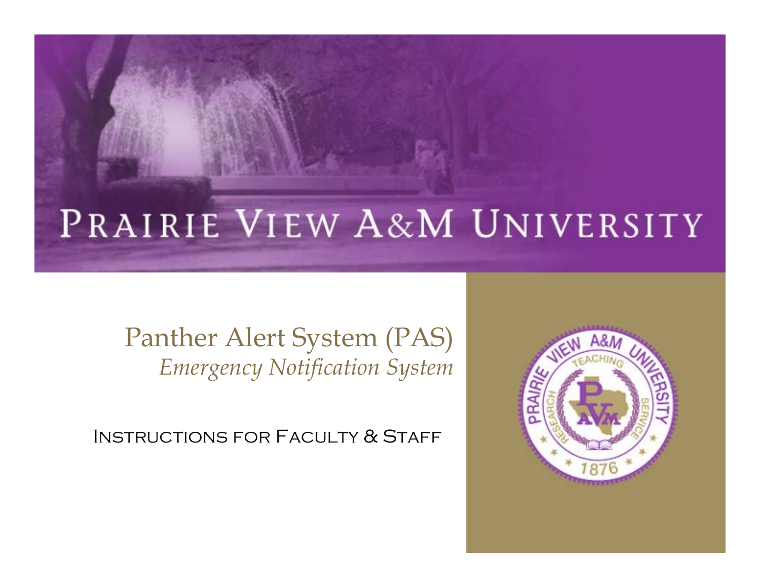# Prairie View A&M University

## Panther Alert System (PAS)

*Emergency Notification System*

Instructions for Faculty & Staff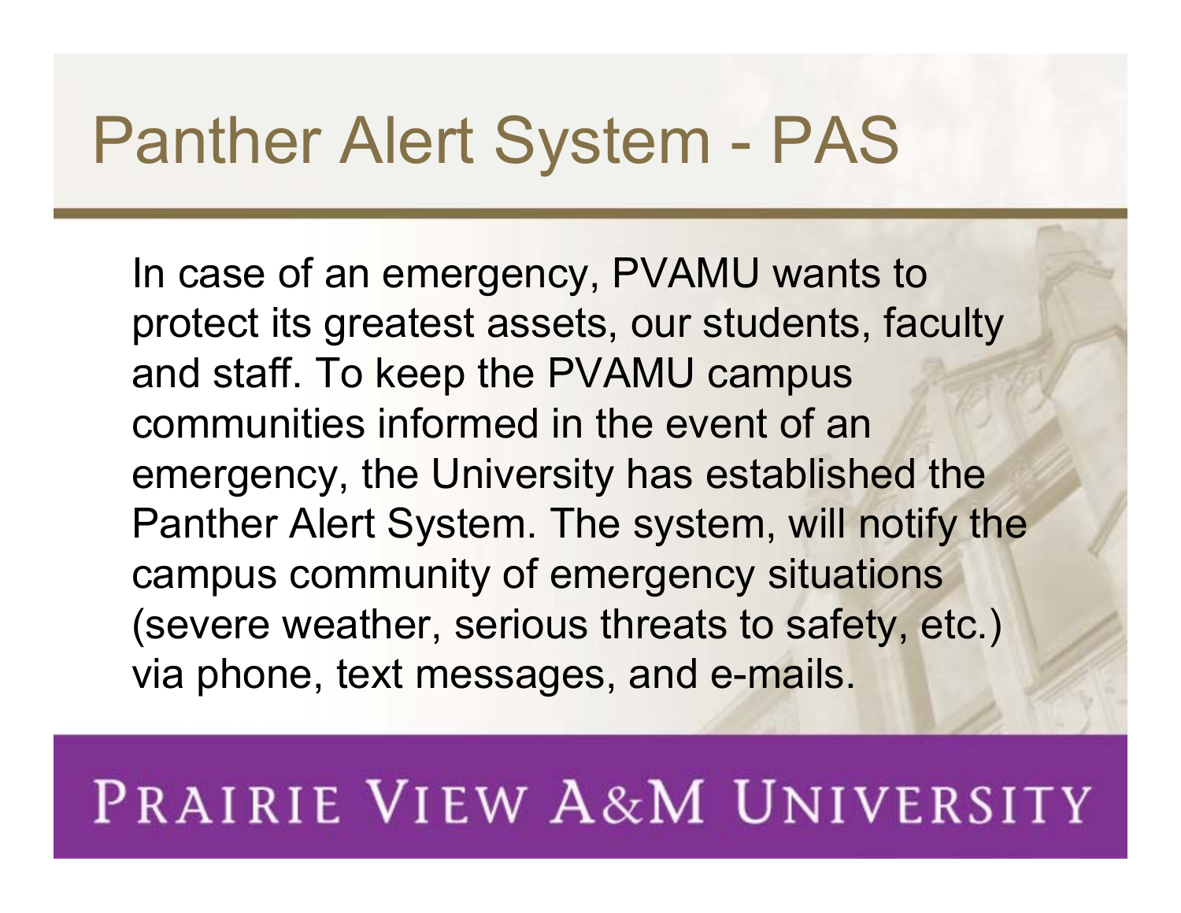# Panther Alert System - PAS

In case of an emergency, PVAMU wants to protect its greatest assets, our students, faculty and staff. To keep the PVAMU campus communities informed in the event of an emergency, the University has established the Panther Alert System. The system, will notify the campus community of emergency situations (severe weather, serious threats to safety, etc.) via phone, text messages, and e-mails.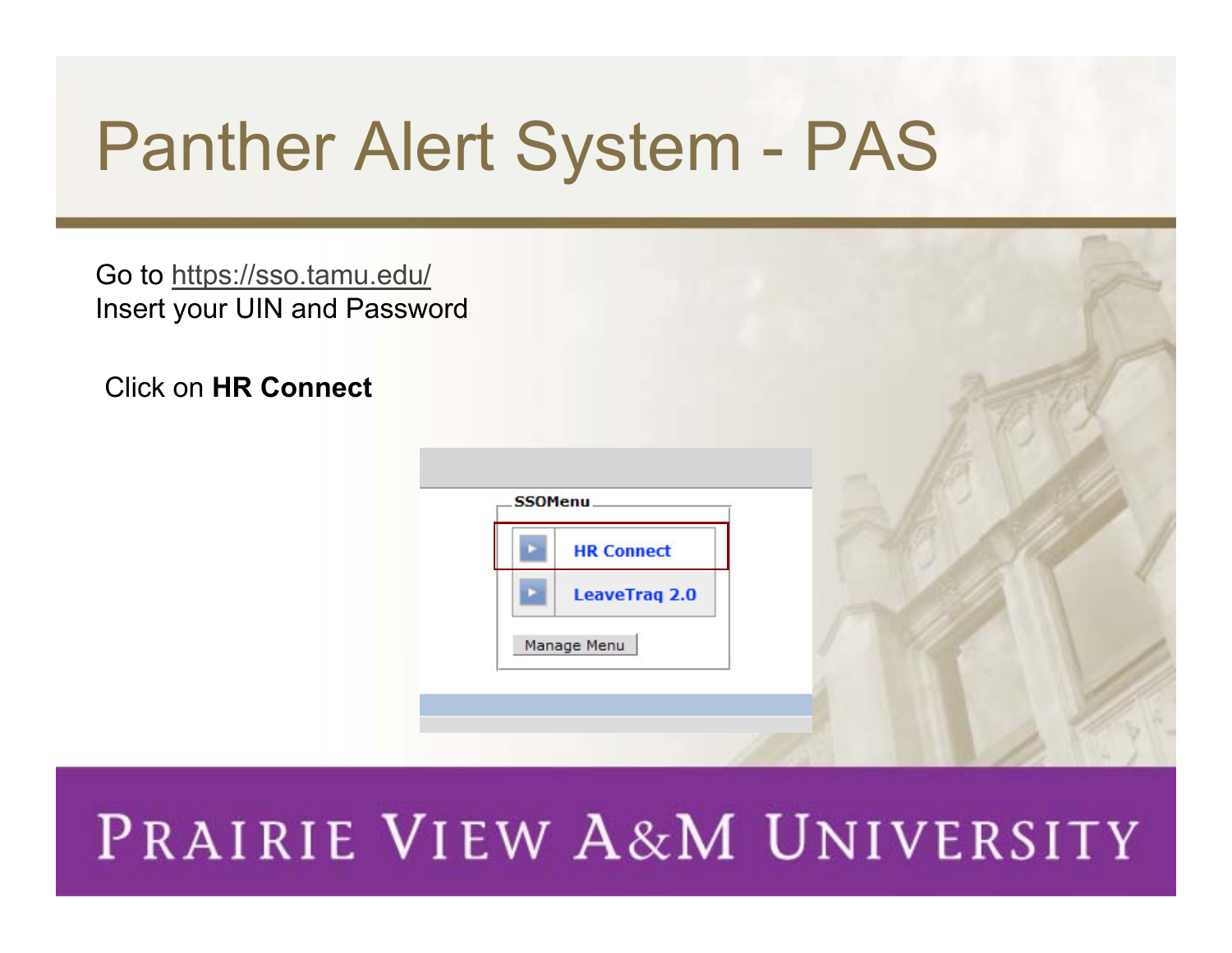# Panther Alert System - PAS

Go to https://sso.tamu.edu/
Insert your UIN and Password

Click on **HR Connect**

SSOMenu

HR Connect

LeaveTraq 2.0

Manage Menu

PRAIRIE VIEW A&M UNIVERSITY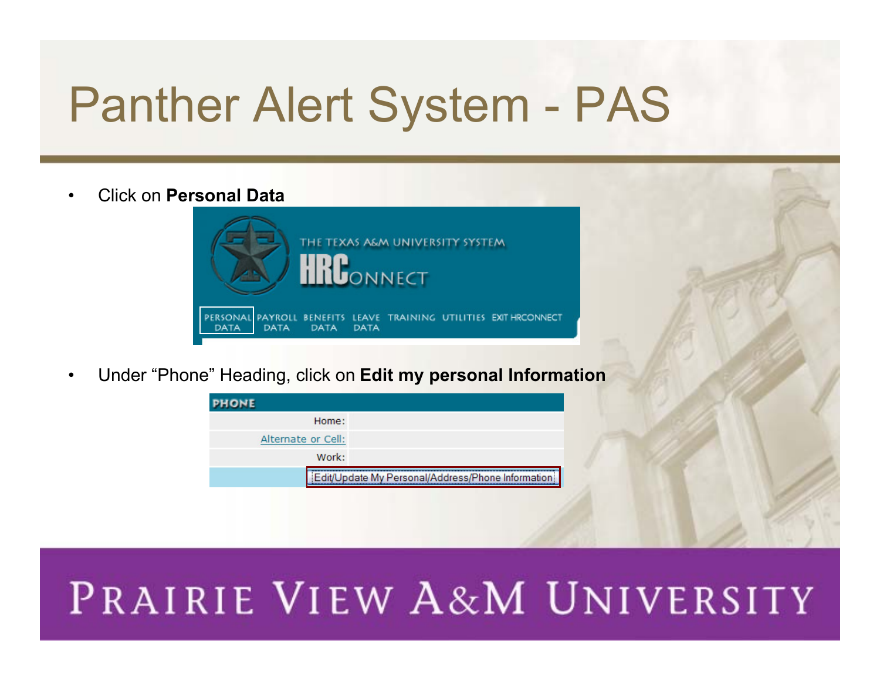# Panther Alert System - PAS

- Click on **Personal Data**
- Under "Phone" Heading, click on **Edit my personal Information**

PRAIRIE VIEW A&M UNIVERSITY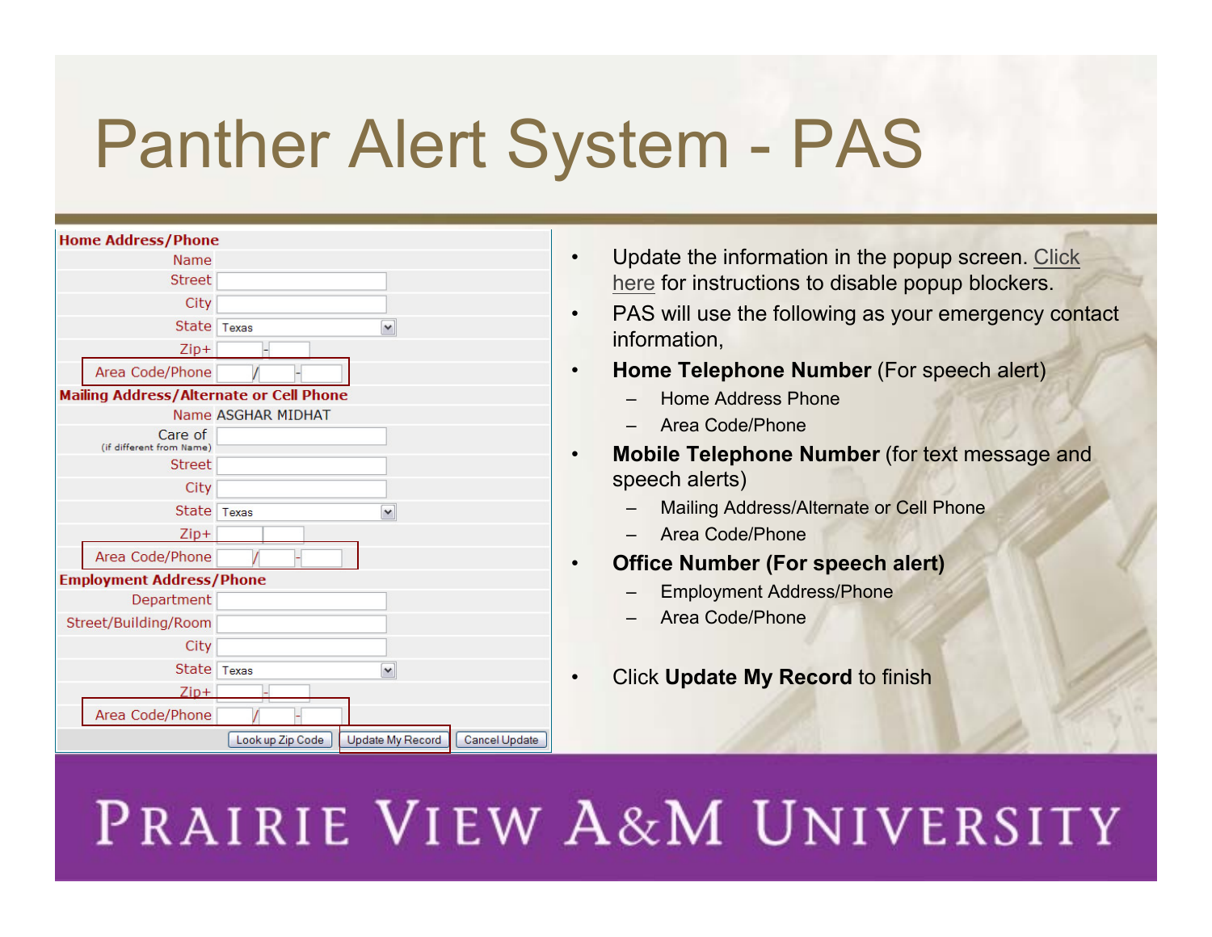# Panther Alert System - PAS

| | |
|---|---|
| **Home Address/Phone** | |
| Name | |
| Street | |
| City | |
| State | Texas |
| Zip+ | - |
| Area Code/Phone | / - |
| **Mailing Address/Alternate or Cell Phone** | |
| Name | ASGHAR MIDHAT |
| Care of (if different from Name) | |
| Street | |
| City | |
| State | Texas |
| Zip+ | |
| Area Code/Phone | / - |
| **Employment Address/Phone** | |
| Department | |
| Street/Building/Room | |
| City | |
| State | Texas |
| Zip+ | - |
| Area Code/Phone | / - |

Look up Zip Code | Update My Record | Cancel Update

- Update the information in the popup screen. Click here for instructions to disable popup blockers.
- PAS will use the following as your emergency contact information,
- **Home Telephone Number** (For speech alert)
  - Home Address Phone
  - Area Code/Phone
- **Mobile Telephone Number** (for text message and speech alerts)
  - Mailing Address/Alternate or Cell Phone
  - Area Code/Phone
- **Office Number (For speech alert)**
  - Employment Address/Phone
  - Area Code/Phone
- Click **Update My Record** to finish

PRAIRIE VIEW A&M UNIVERSITY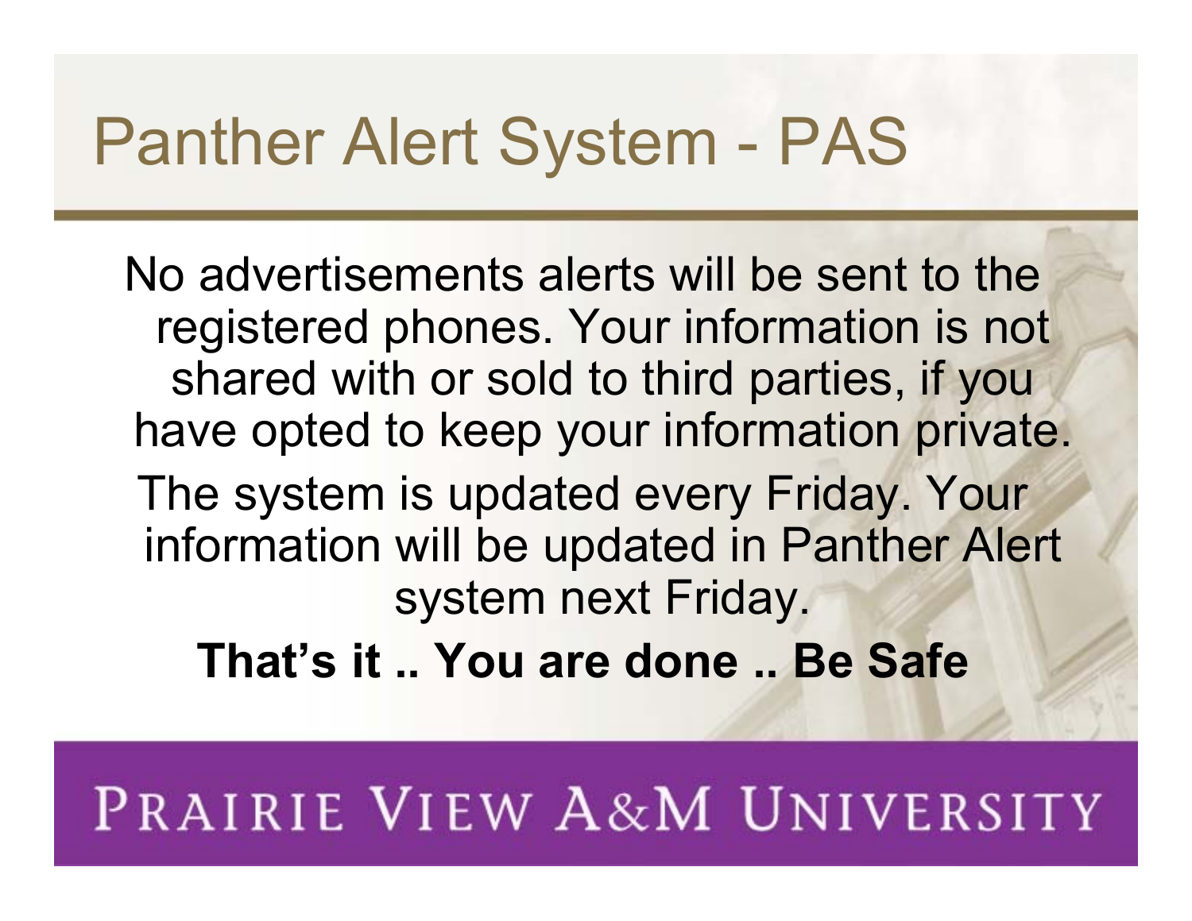# Panther Alert System - PAS

No advertisements alerts will be sent to the registered phones. Your information is not shared with or sold to third parties, if you have opted to keep your information private.

The system is updated every Friday. Your information will be updated in Panther Alert system next Friday.

**That's it .. You are done .. Be Safe**

PRAIRIE VIEW A&M UNIVERSITY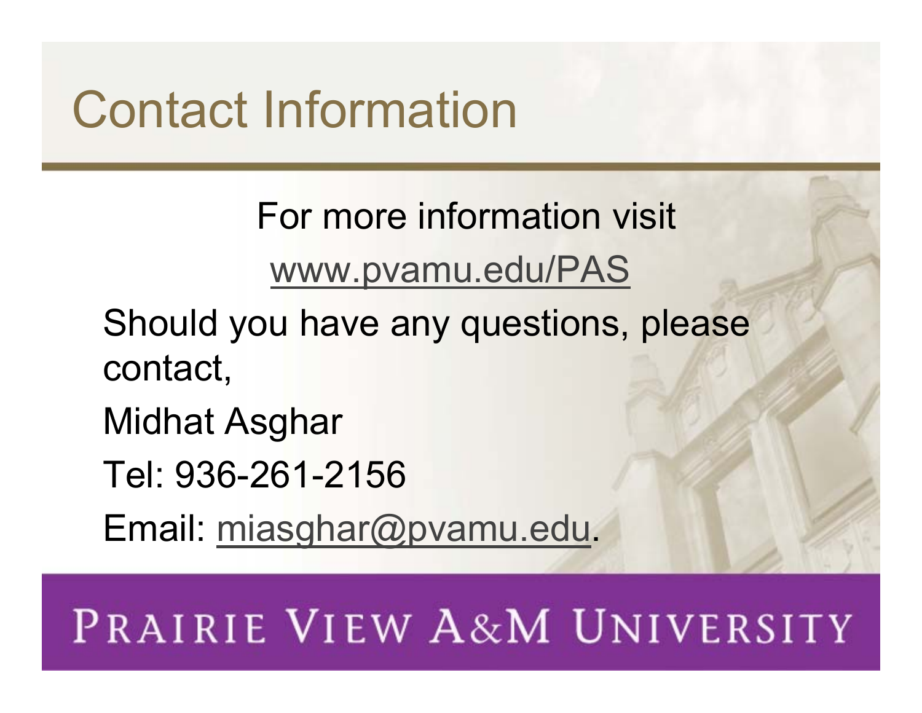# Contact Information

For more information visit

www.pvamu.edu/PAS

Should you have any questions, please contact,

Midhat Asghar

Tel: 936-261-2156

Email: miasghar@pvamu.edu.

PRAIRIE VIEW A&M UNIVERSITY